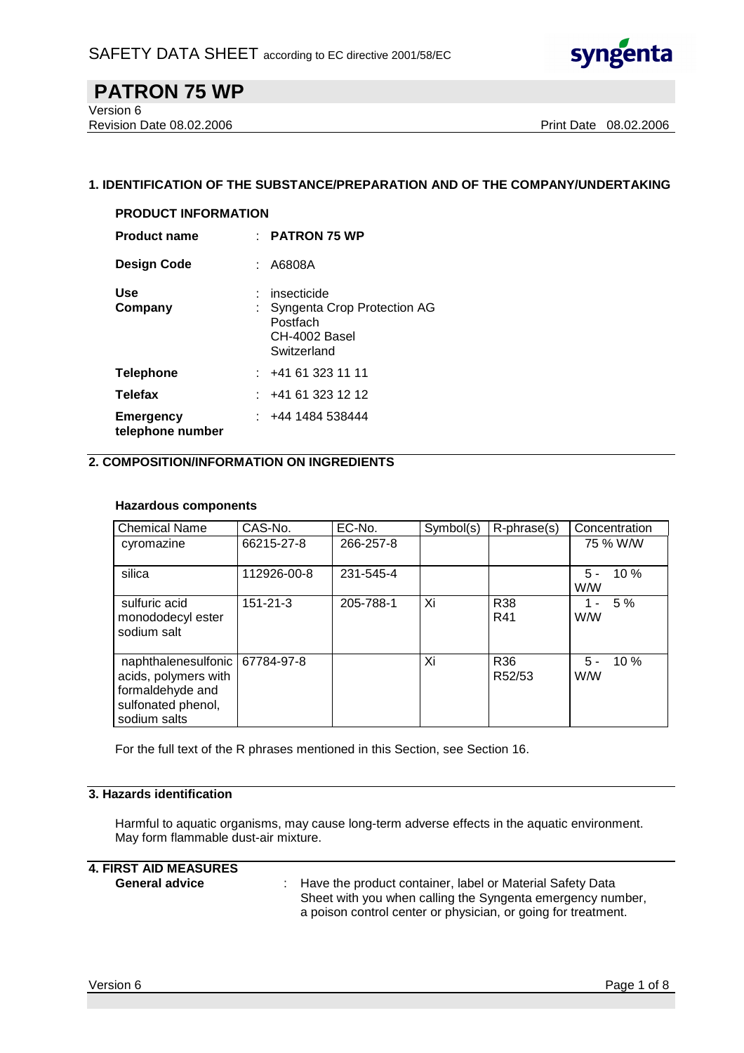SAFETY DATA SHEET according to EC directive 2001/58/EC

# PATRON 75 WP

Version 6
Revision Date 08.02.2006 Print Date 08.02.2006

## 1. IDENTIFICATION OF THE SUBSTANCE/PREPARATION AND OF THE COMPANY/UNDERTAKING

### PRODUCT INFORMATION

**Product name** : **PATRON 75 WP**

**Design Code** : A6808A

**Use** : insecticide

**Company** : Syngenta Crop Protection AG
Postfach
CH-4002 Basel
Switzerland

**Telephone** : +41 61 323 11 11

**Telefax** : +41 61 323 12 12

**Emergency telephone number** : +44 1484 538444

## 2. COMPOSITION/INFORMATION ON INGREDIENTS

**Hazardous components**

| Chemical Name | CAS-No. | EC-No. | Symbol(s) | R-phrase(s) | Concentration |
|---|---|---|---|---|---|
| cyromazine | 66215-27-8 | 266-257-8 | | | 75 % W/W |
| silica | 112926-00-8 | 231-545-4 | | | 5 - 10 % W/W |
| sulfuric acid monododecyl ester sodium salt | 151-21-3 | 205-788-1 | Xi | R38 R41 | 1 - 5 % W/W |
| naphthalenesulfonic acids, polymers with formaldehyde and sulfonated phenol, sodium salts | 67784-97-8 | | Xi | R36 R52/53 | 5 - 10 % W/W |

For the full text of the R phrases mentioned in this Section, see Section 16.

## 3. Hazards identification

Harmful to aquatic organisms, may cause long-term adverse effects in the aquatic environment.
May form flammable dust-air mixture.

## 4. FIRST AID MEASURES

**General advice** : Have the product container, label or Material Safety Data Sheet with you when calling the Syngenta emergency number, a poison control center or physician, or going for treatment.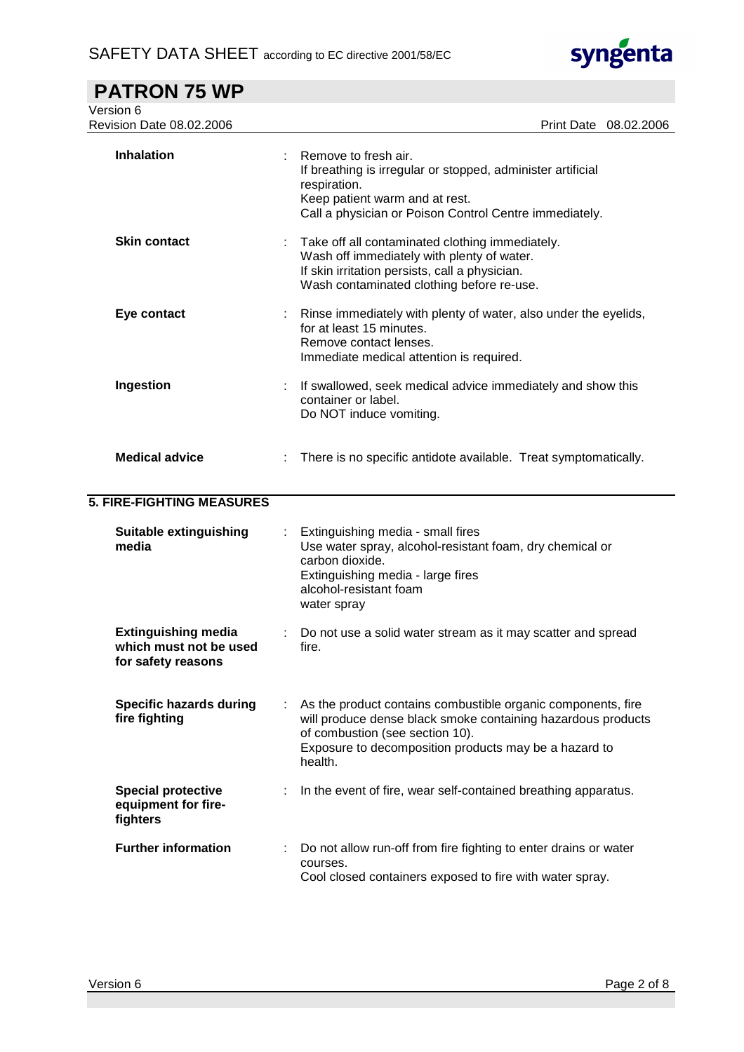| | | |
|---|---|---|
| **Inhalation** | : | Remove to fresh air.<br>If breathing is irregular or stopped, administer artificial respiration.<br>Keep patient warm and at rest.<br>Call a physician or Poison Control Centre immediately. |
| **Skin contact** | : | Take off all contaminated clothing immediately.<br>Wash off immediately with plenty of water.<br>If skin irritation persists, call a physician.<br>Wash contaminated clothing before re-use. |
| **Eye contact** | : | Rinse immediately with plenty of water, also under the eyelids, for at least 15 minutes.<br>Remove contact lenses.<br>Immediate medical attention is required. |
| **Ingestion** | : | If swallowed, seek medical advice immediately and show this container or label.<br>Do NOT induce vomiting. |
| **Medical advice** | : | There is no specific antidote available. Treat symptomatically. |

## 5. FIRE-FIGHTING MEASURES

| | | |
|---|---|---|
| **Suitable extinguishing media** | : | Extinguishing media - small fires<br>Use water spray, alcohol-resistant foam, dry chemical or carbon dioxide.<br>Extinguishing media - large fires<br>alcohol-resistant foam<br>water spray |
| **Extinguishing media which must not be used for safety reasons** | : | Do not use a solid water stream as it may scatter and spread fire. |
| **Specific hazards during fire fighting** | : | As the product contains combustible organic components, fire will produce dense black smoke containing hazardous products of combustion (see section 10).<br>Exposure to decomposition products may be a hazard to health. |
| **Special protective equipment for fire-fighters** | : | In the event of fire, wear self-contained breathing apparatus. |
| **Further information** | : | Do not allow run-off from fire fighting to enter drains or water courses.<br>Cool closed containers exposed to fire with water spray. |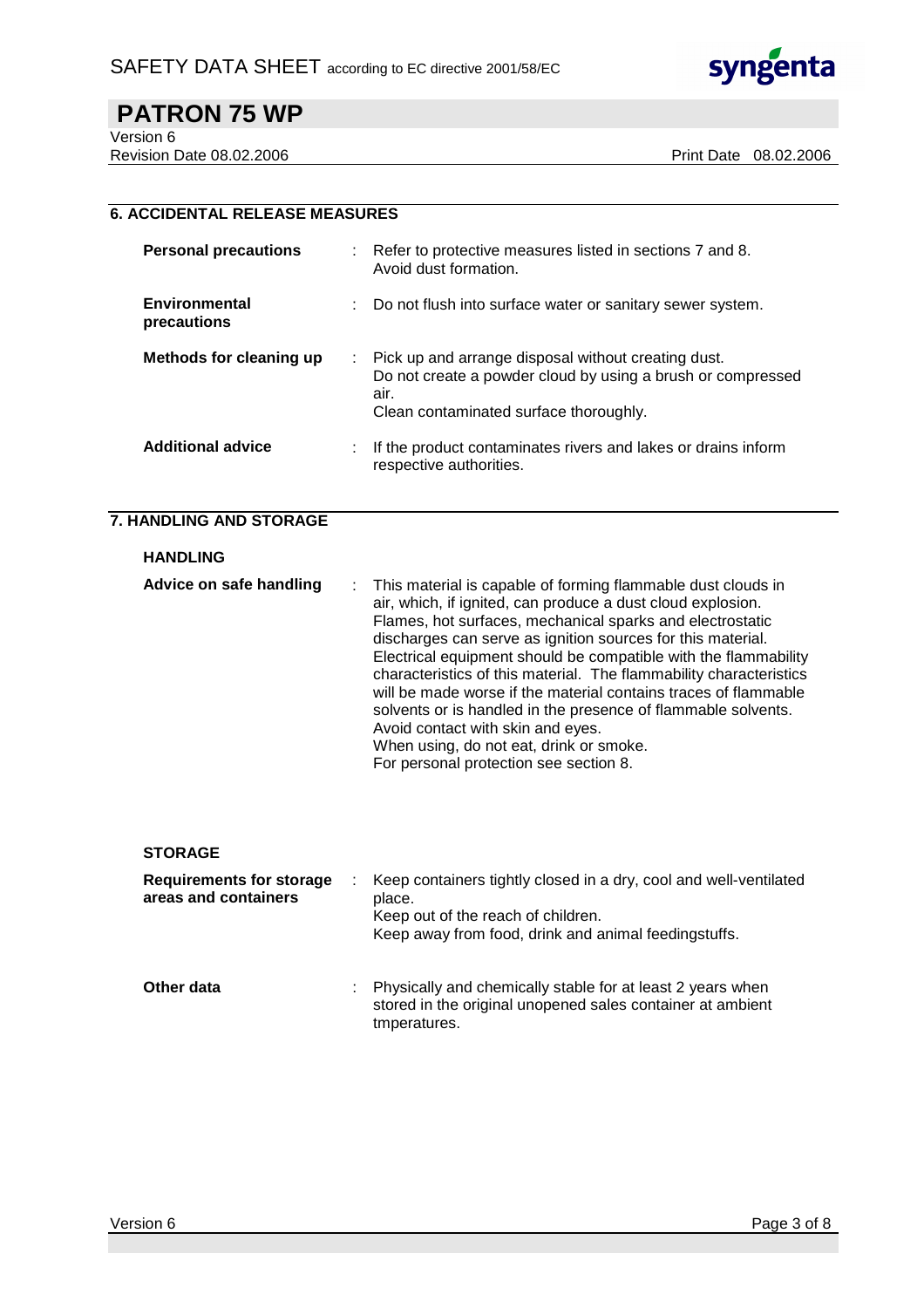## 6. ACCIDENTAL RELEASE MEASURES

| | |
|---|---|
| **Personal precautions** | Refer to protective measures listed in sections 7 and 8. Avoid dust formation. |
| **Environmental precautions** | Do not flush into surface water or sanitary sewer system. |
| **Methods for cleaning up** | Pick up and arrange disposal without creating dust. Do not create a powder cloud by using a brush or compressed air. Clean contaminated surface thoroughly. |
| **Additional advice** | If the product contaminates rivers and lakes or drains inform respective authorities. |

## 7. HANDLING AND STORAGE

### HANDLING

| | |
|---|---|
| **Advice on safe handling** | This material is capable of forming flammable dust clouds in air, which, if ignited, can produce a dust cloud explosion. Flames, hot surfaces, mechanical sparks and electrostatic discharges can serve as ignition sources for this material. Electrical equipment should be compatible with the flammability characteristics of this material. The flammability characteristics will be made worse if the material contains traces of flammable solvents or is handled in the presence of flammable solvents. Avoid contact with skin and eyes. When using, do not eat, drink or smoke. For personal protection see section 8. |

### STORAGE

| | |
|---|---|
| **Requirements for storage areas and containers** | Keep containers tightly closed in a dry, cool and well-ventilated place. Keep out of the reach of children. Keep away from food, drink and animal feedingstuffs. |
| **Other data** | Physically and chemically stable for at least 2 years when stored in the original unopened sales container at ambient tmperatures. |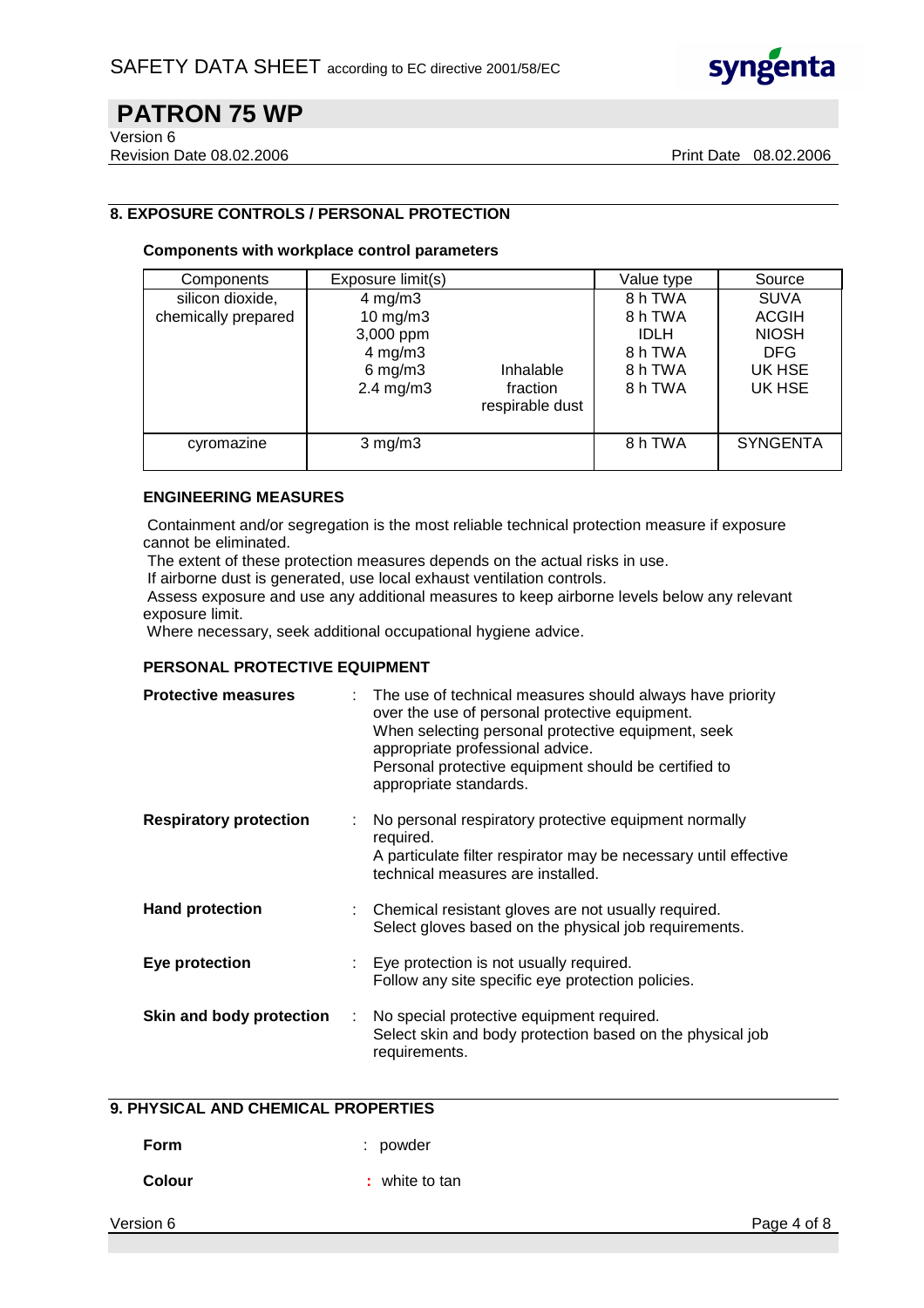## 8. EXPOSURE CONTROLS / PERSONAL PROTECTION

**Components with workplace control parameters**

| Components | Exposure limit(s) | | Value type | Source |
|---|---|---|---|---|
| silicon dioxide, chemically prepared | 4 mg/m3 | | 8 h TWA | SUVA |
| | 10 mg/m3 | | 8 h TWA | ACGIH |
| | 3,000 ppm | | IDLH | NIOSH |
| | 4 mg/m3 | | 8 h TWA | DFG |
| | 6 mg/m3 | Inhalable fraction | 8 h TWA | UK HSE |
| | 2.4 mg/m3 | respirable dust | 8 h TWA | UK HSE |
| cyromazine | 3 mg/m3 | | 8 h TWA | SYNGENTA |

**ENGINEERING MEASURES**

Containment and/or segregation is the most reliable technical protection measure if exposure cannot be eliminated.
The extent of these protection measures depends on the actual risks in use.
If airborne dust is generated, use local exhaust ventilation controls.
Assess exposure and use any additional measures to keep airborne levels below any relevant exposure limit.
Where necessary, seek additional occupational hygiene advice.

**PERSONAL PROTECTIVE EQUIPMENT**

**Protective measures** : The use of technical measures should always have priority over the use of personal protective equipment.
When selecting personal protective equipment, seek appropriate professional advice.
Personal protective equipment should be certified to appropriate standards.

**Respiratory protection** : No personal respiratory protective equipment normally required.
A particulate filter respirator may be necessary until effective technical measures are installed.

**Hand protection** : Chemical resistant gloves are not usually required.
Select gloves based on the physical job requirements.

**Eye protection** : Eye protection is not usually required.
Follow any site specific eye protection policies.

**Skin and body protection** : No special protective equipment required.
Select skin and body protection based on the physical job requirements.

## 9. PHYSICAL AND CHEMICAL PROPERTIES

**Form** : powder

**Colour** : white to tan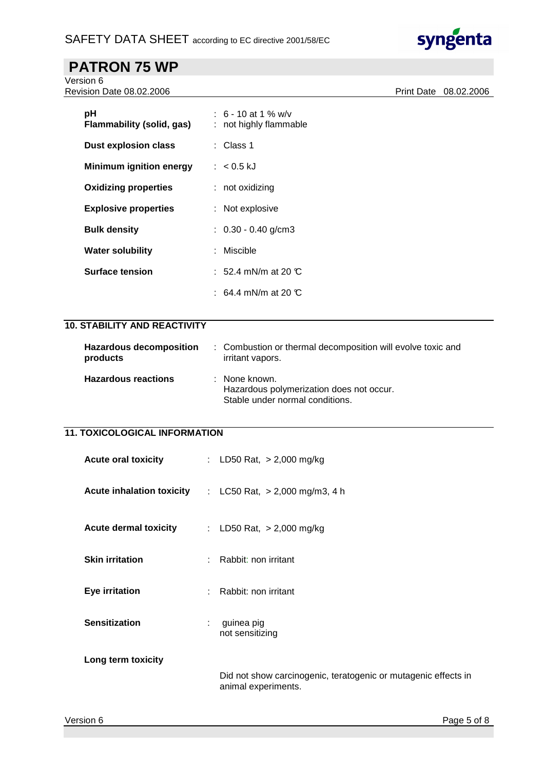| | |
|---|---|
| **pH** | : 6 - 10 at 1 % w/v |
| **Flammability (solid, gas)** | : not highly flammable |
| **Dust explosion class** | : Class 1 |
| **Minimum ignition energy** | : < 0.5 kJ |
| **Oxidizing properties** | : not oxidizing |
| **Explosive properties** | : Not explosive |
| **Bulk density** | : 0.30 - 0.40 g/cm3 |
| **Water solubility** | : Miscible |
| **Surface tension** | : 52.4 mN/m at 20 °C |
| | : 64.4 mN/m at 20 °C |

## 10. STABILITY AND REACTIVITY

| | |
|---|---|
| **Hazardous decomposition products** | : Combustion or thermal decomposition will evolve toxic and irritant vapors. |
| **Hazardous reactions** | : None known.<br>Hazardous polymerization does not occur.<br>Stable under normal conditions. |

## 11. TOXICOLOGICAL INFORMATION

| | |
|---|---|
| **Acute oral toxicity** | : LD50 Rat, > 2,000 mg/kg |
| **Acute inhalation toxicity** | : LC50 Rat, > 2,000 mg/m3, 4 h |
| **Acute dermal toxicity** | : LD50 Rat, > 2,000 mg/kg |
| **Skin irritation** | : Rabbit: non irritant |
| **Eye irritation** | : Rabbit: non irritant |
| **Sensitization** | : guinea pig<br>not sensitizing |

**Long term toxicity**

Did not show carcinogenic, teratogenic or mutagenic effects in animal experiments.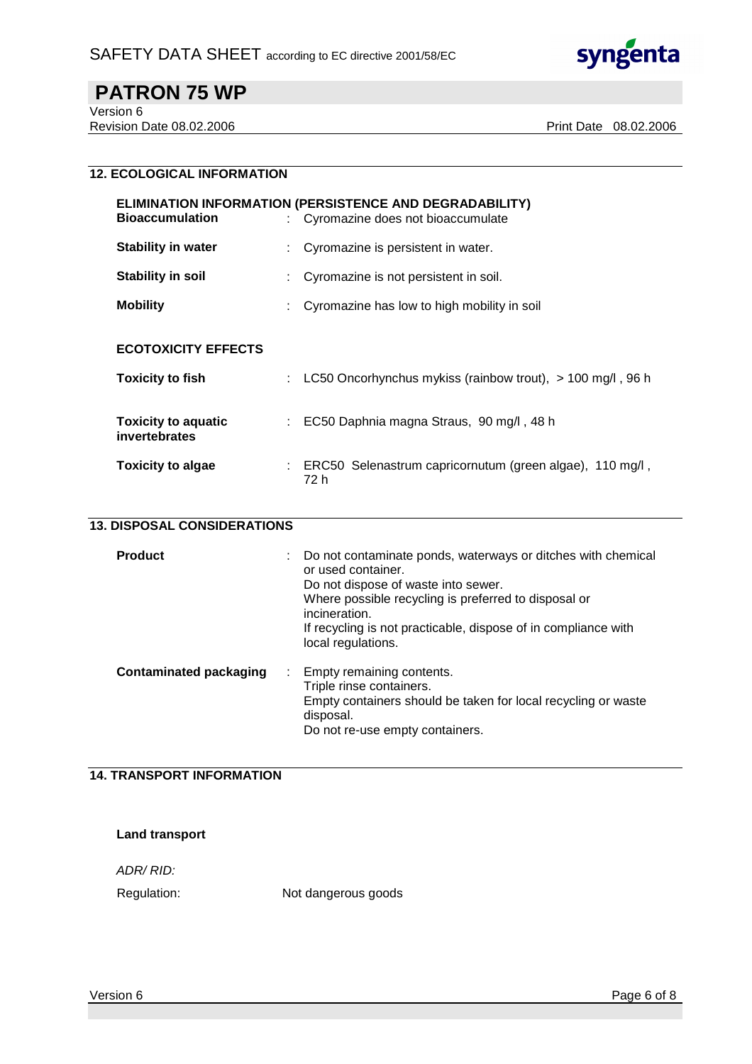## 12. ECOLOGICAL INFORMATION

### ELIMINATION INFORMATION (PERSISTENCE AND DEGRADABILITY)

| | |
|---|---|
| **Bioaccumulation** | : Cyromazine does not bioaccumulate |
| **Stability in water** | : Cyromazine is persistent in water. |
| **Stability in soil** | : Cyromazine is not persistent in soil. |
| **Mobility** | : Cyromazine has low to high mobility in soil |

### ECOTOXICITY EFFECTS

| | |
|---|---|
| **Toxicity to fish** | : LC50 Oncorhynchus mykiss (rainbow trout), > 100 mg/l , 96 h |
| **Toxicity to aquatic invertebrates** | : EC50 Daphnia magna Straus, 90 mg/l , 48 h |
| **Toxicity to algae** | : ERC50 Selenastrum capricornutum (green algae), 110 mg/l , 72 h |

## 13. DISPOSAL CONSIDERATIONS

**Product** :
Do not contaminate ponds, waterways or ditches with chemical or used container.
Do not dispose of waste into sewer.
Where possible recycling is preferred to disposal or incineration.
If recycling is not practicable, dispose of in compliance with local regulations.

**Contaminated packaging** :
Empty remaining contents.
Triple rinse containers.
Empty containers should be taken for local recycling or waste disposal.
Do not re-use empty containers.

## 14. TRANSPORT INFORMATION

**Land transport**

*ADR/ RID:*

Regulation: Not dangerous goods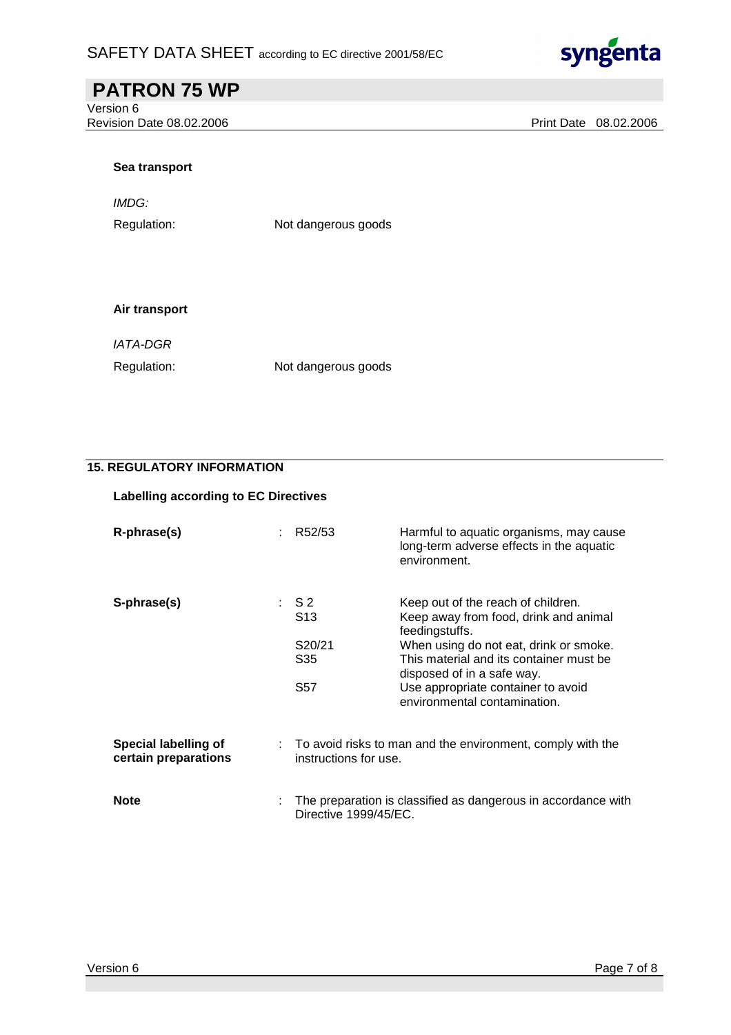**Sea transport**

*IMDG:*

| | |
|---|---|
| Regulation: | Not dangerous goods |

**Air transport**

*IATA-DGR*

| | |
|---|---|
| Regulation: | Not dangerous goods |

## 15. REGULATORY INFORMATION

**Labelling according to EC Directives**

| | | | |
|---|---|---|---|
| **R-phrase(s)** | : | R52/53 | Harmful to aquatic organisms, may cause long-term adverse effects in the aquatic environment. |
| **S-phrase(s)** | : | S 2 | Keep out of the reach of children. |
| | | S13 | Keep away from food, drink and animal feedingstuffs. |
| | | S20/21 | When using do not eat, drink or smoke. |
| | | S35 | This material and its container must be disposed of in a safe way. |
| | | S57 | Use appropriate container to avoid environmental contamination. |

**Special labelling of certain preparations** : To avoid risks to man and the environment, comply with the instructions for use.

**Note** : The preparation is classified as dangerous in accordance with Directive 1999/45/EC.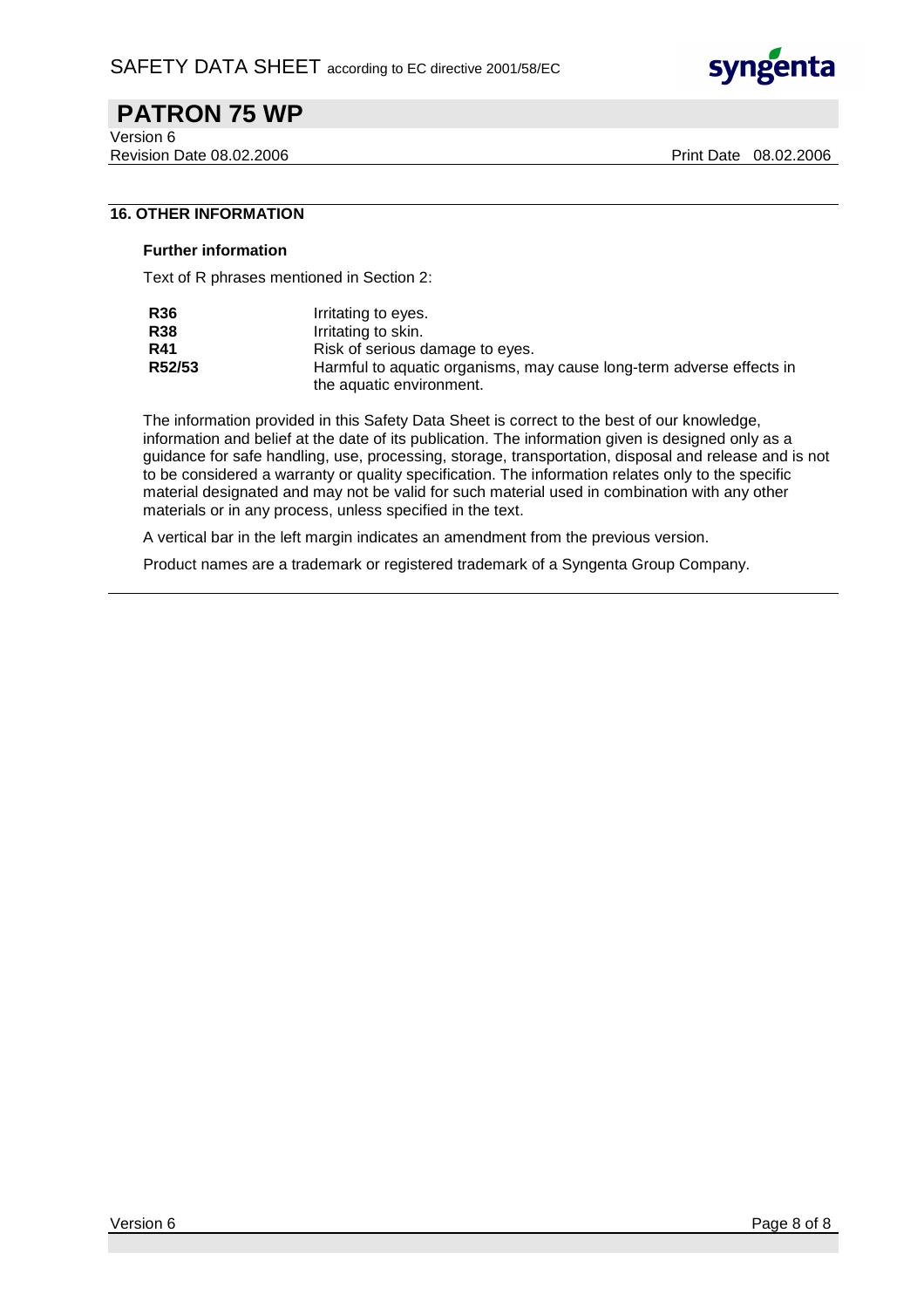## 16. OTHER INFORMATION

### Further information

Text of R phrases mentioned in Section 2:

| | |
|---|---|
| **R36** | Irritating to eyes. |
| **R38** | Irritating to skin. |
| **R41** | Risk of serious damage to eyes. |
| **R52/53** | Harmful to aquatic organisms, may cause long-term adverse effects in the aquatic environment. |

The information provided in this Safety Data Sheet is correct to the best of our knowledge, information and belief at the date of its publication. The information given is designed only as a guidance for safe handling, use, processing, storage, transportation, disposal and release and is not to be considered a warranty or quality specification. The information relates only to the specific material designated and may not be valid for such material used in combination with any other materials or in any process, unless specified in the text.

A vertical bar in the left margin indicates an amendment from the previous version.

Product names are a trademark or registered trademark of a Syngenta Group Company.